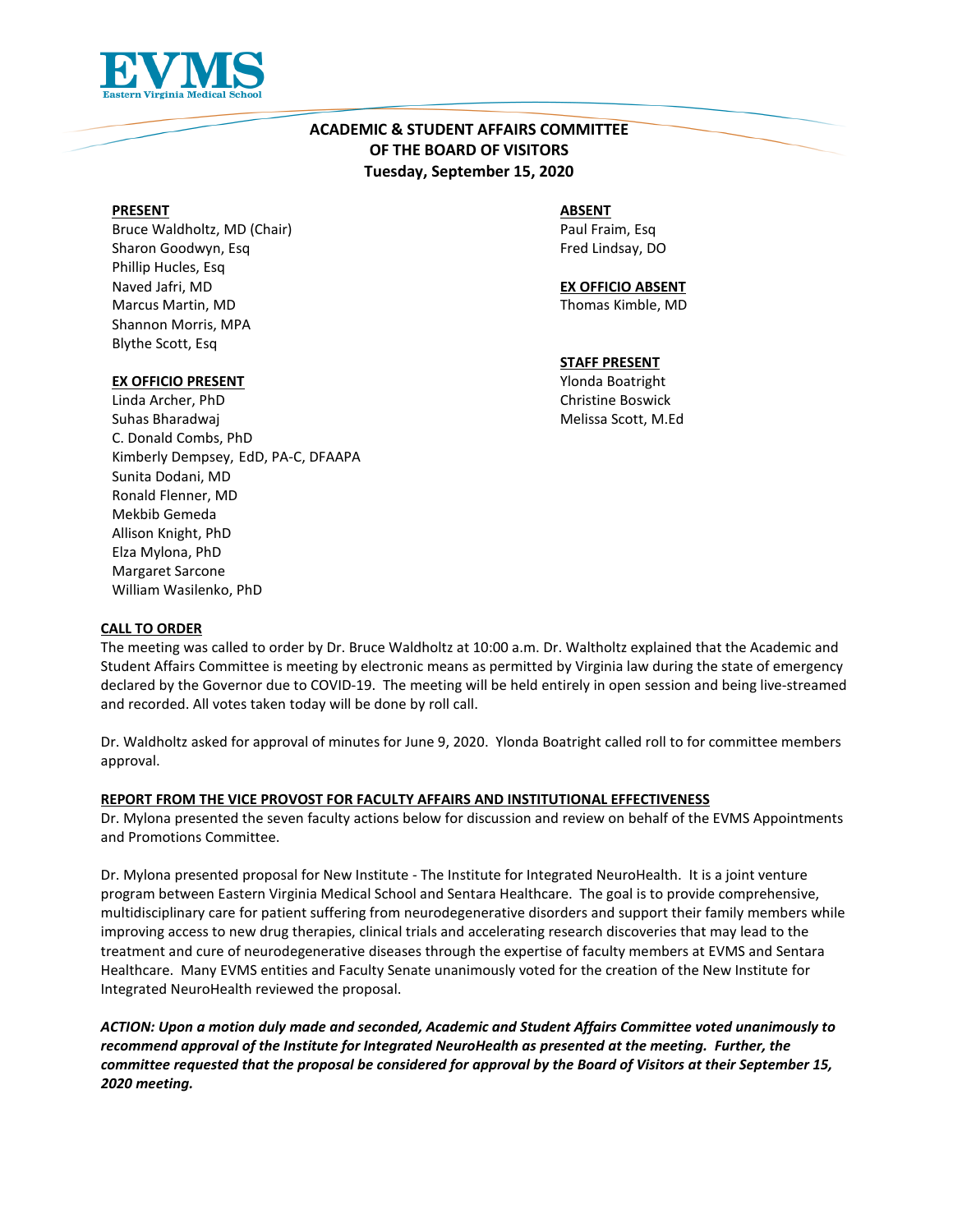EVMS
Eastern Virginia Medical School

# ACADEMIC & STUDENT AFFAIRS COMMITTEE OF THE BOARD OF VISITORS
**Tuesday, September 15, 2020**

**PRESENT**
Bruce Waldholtz, MD (Chair)
Sharon Goodwyn, Esq
Phillip Hucles, Esq
Naved Jafri, MD
Marcus Martin, MD
Shannon Morris, MPA
Blythe Scott, Esq

**EX OFFICIO PRESENT**
Linda Archer, PhD
Suhas Bharadwaj
C. Donald Combs, PhD
Kimberly Dempsey, EdD, PA-C, DFAAPA
Sunita Dodani, MD
Ronald Flenner, MD
Mekbib Gemeda
Allison Knight, PhD
Elza Mylona, PhD
Margaret Sarcone
William Wasilenko, PhD

**ABSENT**
Paul Fraim, Esq
Fred Lindsay, DO

**EX OFFICIO ABSENT**
Thomas Kimble, MD

**STAFF PRESENT**
Ylonda Boatright
Christine Boswick
Melissa Scott, M.Ed

**CALL TO ORDER**

The meeting was called to order by Dr. Bruce Waldholtz at 10:00 a.m. Dr. Waltholtz explained that the Academic and Student Affairs Committee is meeting by electronic means as permitted by Virginia law during the state of emergency declared by the Governor due to COVID-19. The meeting will be held entirely in open session and being live-streamed and recorded. All votes taken today will be done by roll call.

Dr. Waldholtz asked for approval of minutes for June 9, 2020. Ylonda Boatright called roll to for committee members approval.

**REPORT FROM THE VICE PROVOST FOR FACULTY AFFAIRS AND INSTITUTIONAL EFFECTIVENESS**

Dr. Mylona presented the seven faculty actions below for discussion and review on behalf of the EVMS Appointments and Promotions Committee.

Dr. Mylona presented proposal for New Institute - The Institute for Integrated NeuroHealth. It is a joint venture program between Eastern Virginia Medical School and Sentara Healthcare. The goal is to provide comprehensive, multidisciplinary care for patient suffering from neurodegenerative disorders and support their family members while improving access to new drug therapies, clinical trials and accelerating research discoveries that may lead to the treatment and cure of neurodegenerative diseases through the expertise of faculty members at EVMS and Sentara Healthcare. Many EVMS entities and Faculty Senate unanimously voted for the creation of the New Institute for Integrated NeuroHealth reviewed the proposal.

***ACTION: Upon a motion duly made and seconded, Academic and Student Affairs Committee voted unanimously to recommend approval of the Institute for Integrated NeuroHealth as presented at the meeting. Further, the committee requested that the proposal be considered for approval by the Board of Visitors at their September 15, 2020 meeting.***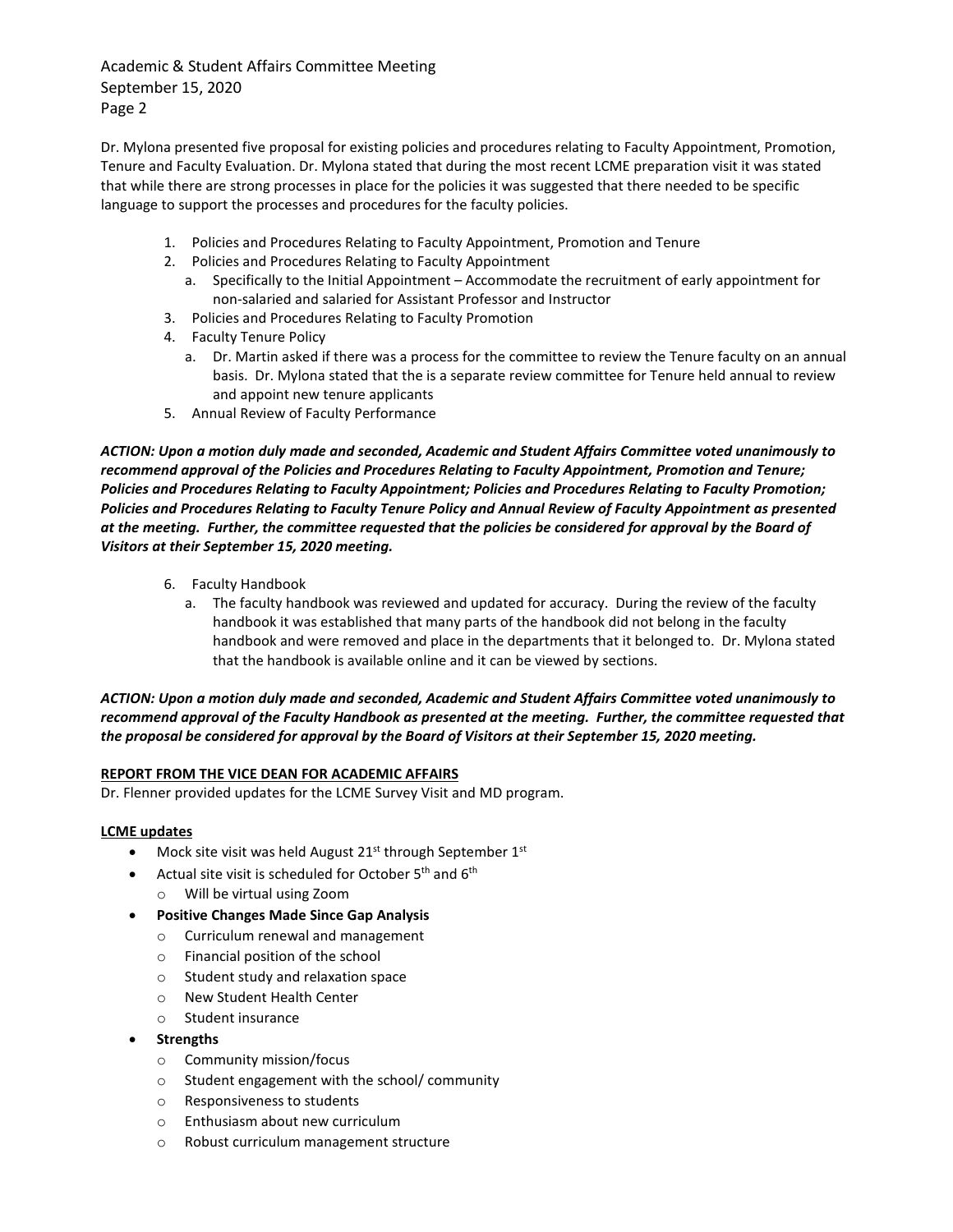Dr. Mylona presented five proposal for existing policies and procedures relating to Faculty Appointment, Promotion, Tenure and Faculty Evaluation. Dr. Mylona stated that during the most recent LCME preparation visit it was stated that while there are strong processes in place for the policies it was suggested that there needed to be specific language to support the processes and procedures for the faculty policies.

1. Policies and Procedures Relating to Faculty Appointment, Promotion and Tenure
2. Policies and Procedures Relating to Faculty Appointment
   a. Specifically to the Initial Appointment – Accommodate the recruitment of early appointment for non-salaried and salaried for Assistant Professor and Instructor
3. Policies and Procedures Relating to Faculty Promotion
4. Faculty Tenure Policy
   a. Dr. Martin asked if there was a process for the committee to review the Tenure faculty on an annual basis. Dr. Mylona stated that the is a separate review committee for Tenure held annual to review and appoint new tenure applicants
5. Annual Review of Faculty Performance

***ACTION: Upon a motion duly made and seconded, Academic and Student Affairs Committee voted unanimously to recommend approval of the Policies and Procedures Relating to Faculty Appointment, Promotion and Tenure; Policies and Procedures Relating to Faculty Appointment; Policies and Procedures Relating to Faculty Promotion; Policies and Procedures Relating to Faculty Tenure Policy and Annual Review of Faculty Appointment as presented at the meeting. Further, the committee requested that the policies be considered for approval by the Board of Visitors at their September 15, 2020 meeting.***

6. Faculty Handbook
   a. The faculty handbook was reviewed and updated for accuracy. During the review of the faculty handbook it was established that many parts of the handbook did not belong in the faculty handbook and were removed and place in the departments that it belonged to. Dr. Mylona stated that the handbook is available online and it can be viewed by sections.

***ACTION: Upon a motion duly made and seconded, Academic and Student Affairs Committee voted unanimously to recommend approval of the Faculty Handbook as presented at the meeting. Further, the committee requested that the proposal be considered for approval by the Board of Visitors at their September 15, 2020 meeting.***

**REPORT FROM THE VICE DEAN FOR ACADEMIC AFFAIRS**

Dr. Flenner provided updates for the LCME Survey Visit and MD program.

**LCME updates**

- Mock site visit was held August 21st through September 1st
- Actual site visit is scheduled for October 5th and 6th
  - Will be virtual using Zoom
- **Positive Changes Made Since Gap Analysis**
  - Curriculum renewal and management
  - Financial position of the school
  - Student study and relaxation space
  - New Student Health Center
  - Student insurance
- **Strengths**
  - Community mission/focus
  - Student engagement with the school/ community
  - Responsiveness to students
  - Enthusiasm about new curriculum
  - Robust curriculum management structure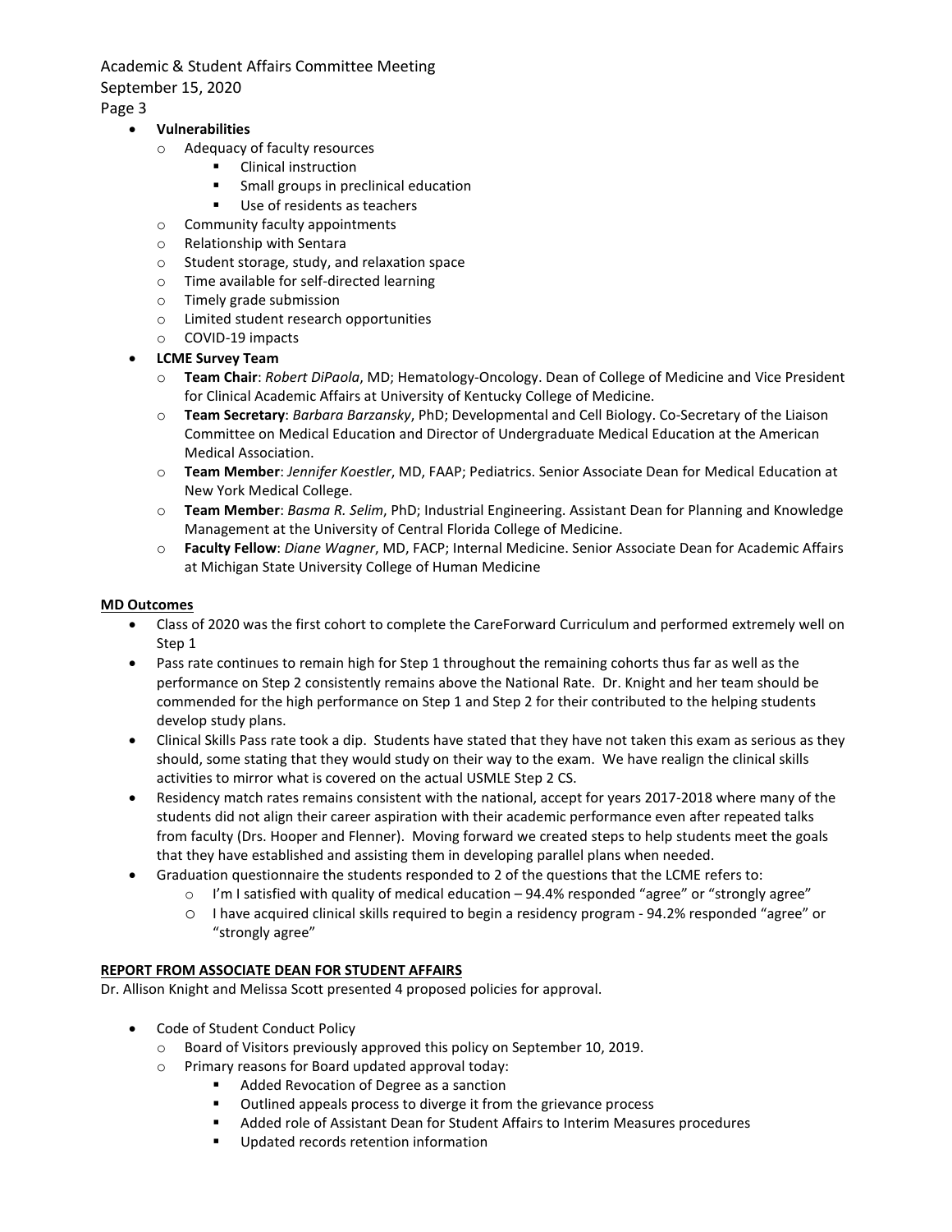- **Vulnerabilities**
    - Adequacy of faculty resources
        - Clinical instruction
        - Small groups in preclinical education
        - Use of residents as teachers
    - Community faculty appointments
    - Relationship with Sentara
    - Student storage, study, and relaxation space
    - Time available for self-directed learning
    - Timely grade submission
    - Limited student research opportunities
    - COVID-19 impacts
- **LCME Survey Team**
    - **Team Chair**: *Robert DiPaola*, MD; Hematology-Oncology. Dean of College of Medicine and Vice President for Clinical Academic Affairs at University of Kentucky College of Medicine.
    - **Team Secretary**: *Barbara Barzansky*, PhD; Developmental and Cell Biology. Co-Secretary of the Liaison Committee on Medical Education and Director of Undergraduate Medical Education at the American Medical Association.
    - **Team Member**: *Jennifer Koestler*, MD, FAAP; Pediatrics. Senior Associate Dean for Medical Education at New York Medical College.
    - **Team Member**: *Basma R. Selim*, PhD; Industrial Engineering. Assistant Dean for Planning and Knowledge Management at the University of Central Florida College of Medicine.
    - **Faculty Fellow**: *Diane Wagner*, MD, FACP; Internal Medicine. Senior Associate Dean for Academic Affairs at Michigan State University College of Human Medicine

**MD Outcomes**

- Class of 2020 was the first cohort to complete the CareForward Curriculum and performed extremely well on Step 1
- Pass rate continues to remain high for Step 1 throughout the remaining cohorts thus far as well as the performance on Step 2 consistently remains above the National Rate. Dr. Knight and her team should be commended for the high performance on Step 1 and Step 2 for their contributed to the helping students develop study plans.
- Clinical Skills Pass rate took a dip. Students have stated that they have not taken this exam as serious as they should, some stating that they would study on their way to the exam. We have realign the clinical skills activities to mirror what is covered on the actual USMLE Step 2 CS.
- Residency match rates remains consistent with the national, accept for years 2017-2018 where many of the students did not align their career aspiration with their academic performance even after repeated talks from faculty (Drs. Hooper and Flenner). Moving forward we created steps to help students meet the goals that they have established and assisting them in developing parallel plans when needed.
- Graduation questionnaire the students responded to 2 of the questions that the LCME refers to:
    - I'm I satisfied with quality of medical education – 94.4% responded "agree" or "strongly agree"
    - I have acquired clinical skills required to begin a residency program - 94.2% responded "agree" or "strongly agree"

**REPORT FROM ASSOCIATE DEAN FOR STUDENT AFFAIRS**

Dr. Allison Knight and Melissa Scott presented 4 proposed policies for approval.

- Code of Student Conduct Policy
    - Board of Visitors previously approved this policy on September 10, 2019.
    - Primary reasons for Board updated approval today:
        - Added Revocation of Degree as a sanction
        - Outlined appeals process to diverge it from the grievance process
        - Added role of Assistant Dean for Student Affairs to Interim Measures procedures
        - Updated records retention information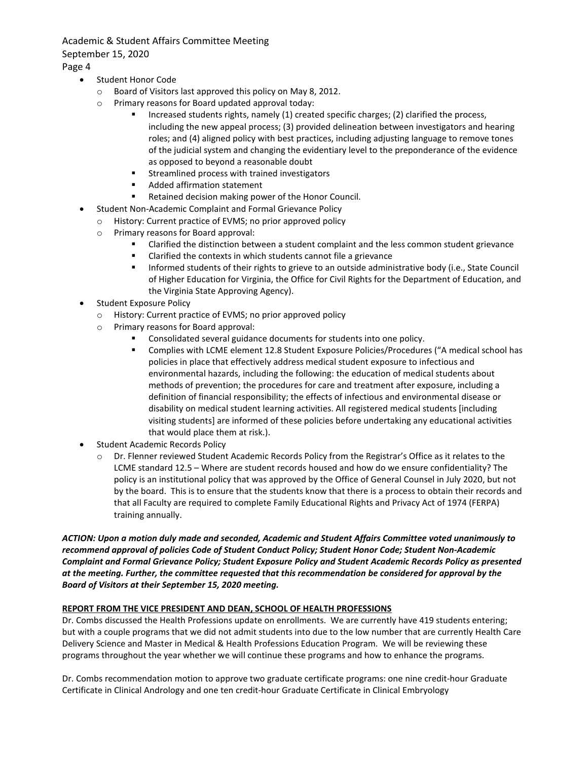- Student Honor Code
  - Board of Visitors last approved this policy on May 8, 2012.
  - Primary reasons for Board updated approval today:
    - Increased students rights, namely (1) created specific charges; (2) clarified the process, including the new appeal process; (3) provided delineation between investigators and hearing roles; and (4) aligned policy with best practices, including adjusting language to remove tones of the judicial system and changing the evidentiary level to the preponderance of the evidence as opposed to beyond a reasonable doubt
    - Streamlined process with trained investigators
    - Added affirmation statement
    - Retained decision making power of the Honor Council.
- Student Non-Academic Complaint and Formal Grievance Policy
  - History: Current practice of EVMS; no prior approved policy
  - Primary reasons for Board approval:
    - Clarified the distinction between a student complaint and the less common student grievance
    - Clarified the contexts in which students cannot file a grievance
    - Informed students of their rights to grieve to an outside administrative body (i.e., State Council of Higher Education for Virginia, the Office for Civil Rights for the Department of Education, and the Virginia State Approving Agency).
- Student Exposure Policy
  - History: Current practice of EVMS; no prior approved policy
  - Primary reasons for Board approval:
    - Consolidated several guidance documents for students into one policy.
    - Complies with LCME element 12.8 Student Exposure Policies/Procedures ("A medical school has policies in place that effectively address medical student exposure to infectious and environmental hazards, including the following: the education of medical students about methods of prevention; the procedures for care and treatment after exposure, including a definition of financial responsibility; the effects of infectious and environmental disease or disability on medical student learning activities. All registered medical students [including visiting students] are informed of these policies before undertaking any educational activities that would place them at risk.).
- Student Academic Records Policy
  - Dr. Flenner reviewed Student Academic Records Policy from the Registrar's Office as it relates to the LCME standard 12.5 – Where are student records housed and how do we ensure confidentiality? The policy is an institutional policy that was approved by the Office of General Counsel in July 2020, but not by the board. This is to ensure that the students know that there is a process to obtain their records and that all Faculty are required to complete Family Educational Rights and Privacy Act of 1974 (FERPA) training annually.

***ACTION: Upon a motion duly made and seconded, Academic and Student Affairs Committee voted unanimously to recommend approval of policies Code of Student Conduct Policy; Student Honor Code; Student Non-Academic Complaint and Formal Grievance Policy; Student Exposure Policy and Student Academic Records Policy as presented at the meeting. Further, the committee requested that this recommendation be considered for approval by the Board of Visitors at their September 15, 2020 meeting.***

**REPORT FROM THE VICE PRESIDENT AND DEAN, SCHOOL OF HEALTH PROFESSIONS**

Dr. Combs discussed the Health Professions update on enrollments. We are currently have 419 students entering; but with a couple programs that we did not admit students into due to the low number that are currently Health Care Delivery Science and Master in Medical & Health Professions Education Program. We will be reviewing these programs throughout the year whether we will continue these programs and how to enhance the programs.

Dr. Combs recommendation motion to approve two graduate certificate programs: one nine credit-hour Graduate Certificate in Clinical Andrology and one ten credit-hour Graduate Certificate in Clinical Embryology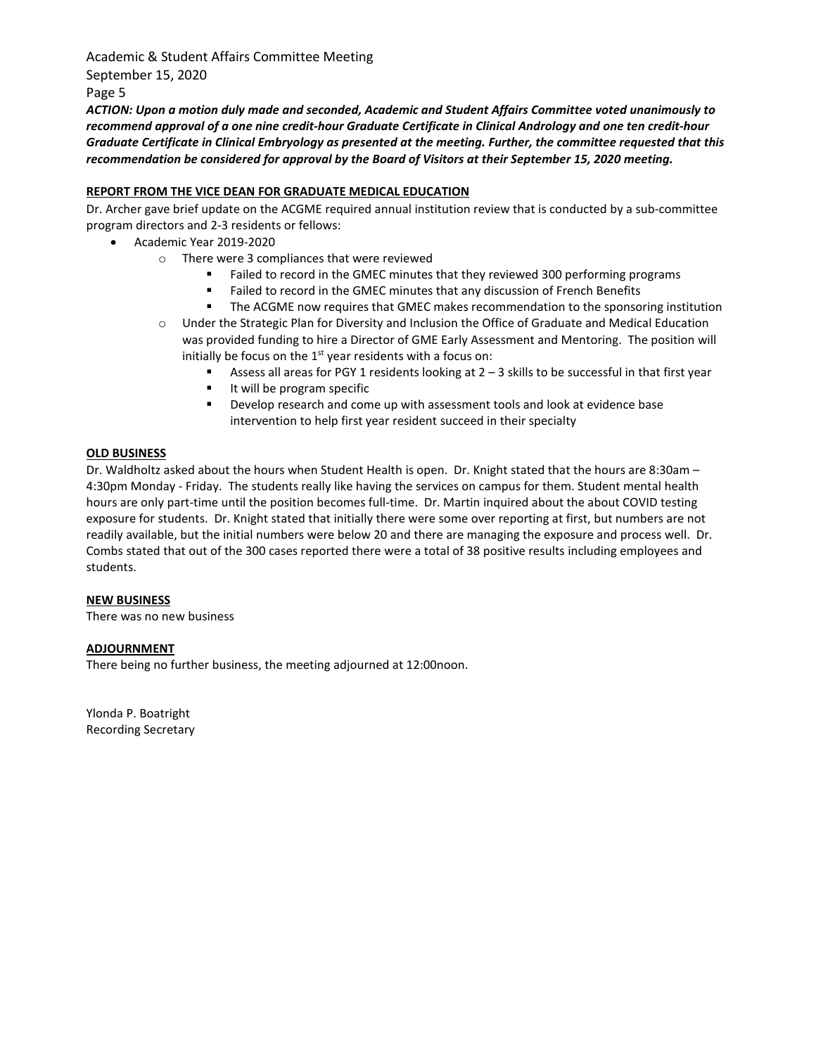***ACTION: Upon a motion duly made and seconded, Academic and Student Affairs Committee voted unanimously to recommend approval of a one nine credit-hour Graduate Certificate in Clinical Andrology and one ten credit-hour Graduate Certificate in Clinical Embryology as presented at the meeting. Further, the committee requested that this recommendation be considered for approval by the Board of Visitors at their September 15, 2020 meeting.***

**REPORT FROM THE VICE DEAN FOR GRADUATE MEDICAL EDUCATION**

Dr. Archer gave brief update on the ACGME required annual institution review that is conducted by a sub-committee program directors and 2-3 residents or fellows:

- Academic Year 2019-2020
  - There were 3 compliances that were reviewed
    - Failed to record in the GMEC minutes that they reviewed 300 performing programs
    - Failed to record in the GMEC minutes that any discussion of French Benefits
    - The ACGME now requires that GMEC makes recommendation to the sponsoring institution
  - Under the Strategic Plan for Diversity and Inclusion the Office of Graduate and Medical Education was provided funding to hire a Director of GME Early Assessment and Mentoring. The position will initially be focus on the 1st year residents with a focus on:
    - Assess all areas for PGY 1 residents looking at 2 – 3 skills to be successful in that first year
    - It will be program specific
    - Develop research and come up with assessment tools and look at evidence base intervention to help first year resident succeed in their specialty

**OLD BUSINESS**

Dr. Waldholtz asked about the hours when Student Health is open. Dr. Knight stated that the hours are 8:30am – 4:30pm Monday - Friday. The students really like having the services on campus for them. Student mental health hours are only part-time until the position becomes full-time. Dr. Martin inquired about the about COVID testing exposure for students. Dr. Knight stated that initially there were some over reporting at first, but numbers are not readily available, but the initial numbers were below 20 and there are managing the exposure and process well. Dr. Combs stated that out of the 300 cases reported there were a total of 38 positive results including employees and students.

**NEW BUSINESS**

There was no new business

**ADJOURNMENT**

There being no further business, the meeting adjourned at 12:00noon.

Ylonda P. Boatright
Recording Secretary